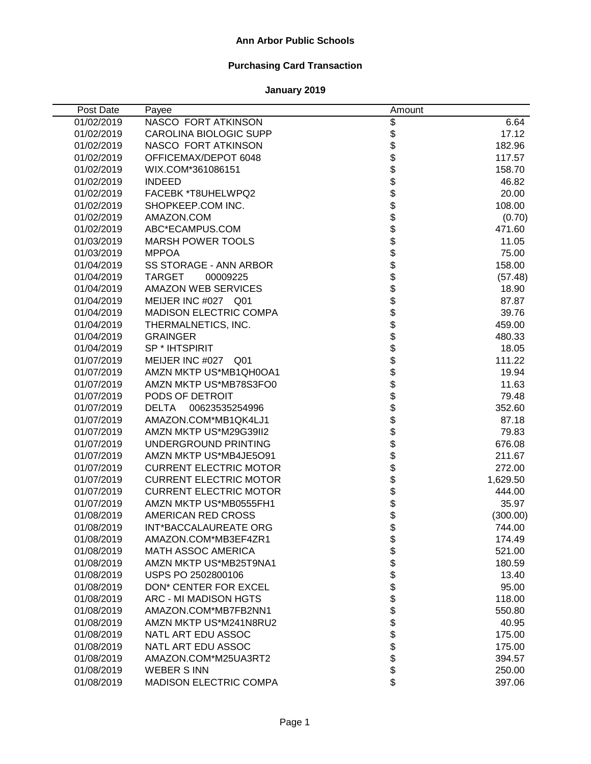# Ann Arbor Public Schools

## Purchasing Card Transaction

### January 2019

| Post Date | Payee | Amount | |
|---|---|---|---|
| 01/02/2019 | NASCO FORT ATKINSON | $ | 6.64 |
| 01/02/2019 | CAROLINA BIOLOGIC SUPP | $ | 17.12 |
| 01/02/2019 | NASCO FORT ATKINSON | $ | 182.96 |
| 01/02/2019 | OFFICEMAX/DEPOT 6048 | $ | 117.57 |
| 01/02/2019 | WIX.COM*361086151 | $ | 158.70 |
| 01/02/2019 | INDEED | $ | 46.82 |
| 01/02/2019 | FACEBK *T8UHELWPQ2 | $ | 20.00 |
| 01/02/2019 | SHOPKEEP.COM INC. | $ | 108.00 |
| 01/02/2019 | AMAZON.COM | $ | (0.70) |
| 01/02/2019 | ABC*ECAMPUS.COM | $ | 471.60 |
| 01/03/2019 | MARSH POWER TOOLS | $ | 11.05 |
| 01/03/2019 | MPPOA | $ | 75.00 |
| 01/04/2019 | SS STORAGE - ANN ARBOR | $ | 158.00 |
| 01/04/2019 | TARGET 00009225 | $ | (57.48) |
| 01/04/2019 | AMAZON WEB SERVICES | $ | 18.90 |
| 01/04/2019 | MEIJER INC #027 Q01 | $ | 87.87 |
| 01/04/2019 | MADISON ELECTRIC COMPA | $ | 39.76 |
| 01/04/2019 | THERMALNETICS, INC. | $ | 459.00 |
| 01/04/2019 | GRAINGER | $ | 480.33 |
| 01/04/2019 | SP * IHTSPIRIT | $ | 18.05 |
| 01/07/2019 | MEIJER INC #027 Q01 | $ | 111.22 |
| 01/07/2019 | AMZN MKTP US*MB1QH0OA1 | $ | 19.94 |
| 01/07/2019 | AMZN MKTP US*MB78S3FO0 | $ | 11.63 |
| 01/07/2019 | PODS OF DETROIT | $ | 79.48 |
| 01/07/2019 | DELTA 00623535254996 | $ | 352.60 |
| 01/07/2019 | AMAZON.COM*MB1QK4LJ1 | $ | 87.18 |
| 01/07/2019 | AMZN MKTP US*M29G39II2 | $ | 79.83 |
| 01/07/2019 | UNDERGROUND PRINTING | $ | 676.08 |
| 01/07/2019 | AMZN MKTP US*MB4JE5O91 | $ | 211.67 |
| 01/07/2019 | CURRENT ELECTRIC MOTOR | $ | 272.00 |
| 01/07/2019 | CURRENT ELECTRIC MOTOR | $ | 1,629.50 |
| 01/07/2019 | CURRENT ELECTRIC MOTOR | $ | 444.00 |
| 01/07/2019 | AMZN MKTP US*MB0555FH1 | $ | 35.97 |
| 01/08/2019 | AMERICAN RED CROSS | $ | (300.00) |
| 01/08/2019 | INT*BACCALAUREATE ORG | $ | 744.00 |
| 01/08/2019 | AMAZON.COM*MB3EF4ZR1 | $ | 174.49 |
| 01/08/2019 | MATH ASSOC AMERICA | $ | 521.00 |
| 01/08/2019 | AMZN MKTP US*MB25T9NA1 | $ | 180.59 |
| 01/08/2019 | USPS PO 2502800106 | $ | 13.40 |
| 01/08/2019 | DON* CENTER FOR EXCEL | $ | 95.00 |
| 01/08/2019 | ARC - MI MADISON HGTS | $ | 118.00 |
| 01/08/2019 | AMAZON.COM*MB7FB2NN1 | $ | 550.80 |
| 01/08/2019 | AMZN MKTP US*M241N8RU2 | $ | 40.95 |
| 01/08/2019 | NATL ART EDU ASSOC | $ | 175.00 |
| 01/08/2019 | NATL ART EDU ASSOC | $ | 175.00 |
| 01/08/2019 | AMAZON.COM*M25UA3RT2 | $ | 394.57 |
| 01/08/2019 | WEBER S INN | $ | 250.00 |
| 01/08/2019 | MADISON ELECTRIC COMPA | $ | 397.06 |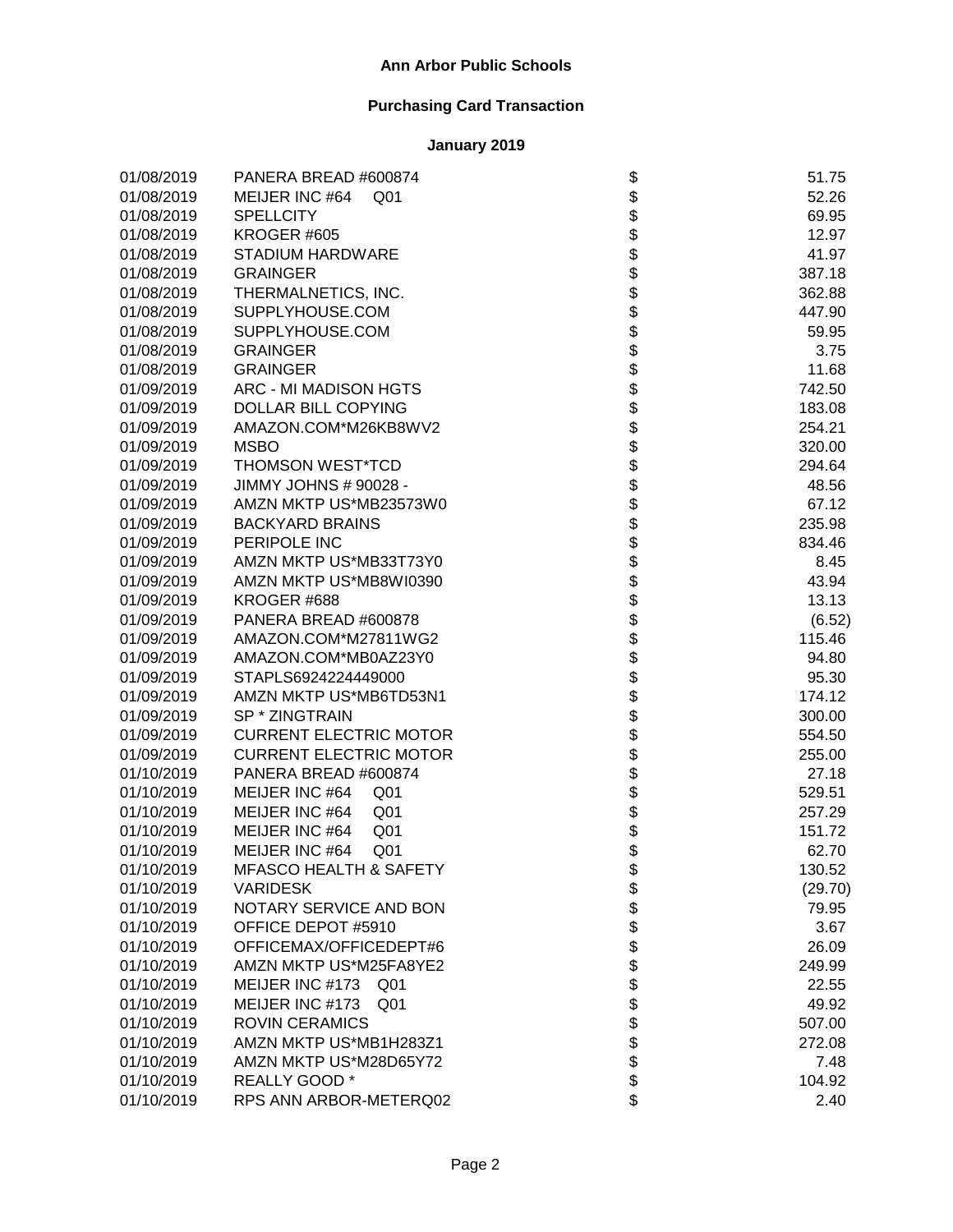# Ann Arbor Public Schools

## Purchasing Card Transaction

### January 2019

| Date | Vendor | | Amount |
|---|---|---|---|
| 01/08/2019 | PANERA BREAD #600874 | $ | 51.75 |
| 01/08/2019 | MEIJER INC #64 Q01 | $ | 52.26 |
| 01/08/2019 | SPELLCITY | $ | 69.95 |
| 01/08/2019 | KROGER #605 | $ | 12.97 |
| 01/08/2019 | STADIUM HARDWARE | $ | 41.97 |
| 01/08/2019 | GRAINGER | $ | 387.18 |
| 01/08/2019 | THERMALNETICS, INC. | $ | 362.88 |
| 01/08/2019 | SUPPLYHOUSE.COM | $ | 447.90 |
| 01/08/2019 | SUPPLYHOUSE.COM | $ | 59.95 |
| 01/08/2019 | GRAINGER | $ | 3.75 |
| 01/08/2019 | GRAINGER | $ | 11.68 |
| 01/09/2019 | ARC - MI MADISON HGTS | $ | 742.50 |
| 01/09/2019 | DOLLAR BILL COPYING | $ | 183.08 |
| 01/09/2019 | AMAZON.COM*M26KB8WV2 | $ | 254.21 |
| 01/09/2019 | MSBO | $ | 320.00 |
| 01/09/2019 | THOMSON WEST*TCD | $ | 294.64 |
| 01/09/2019 | JIMMY JOHNS # 90028 - | $ | 48.56 |
| 01/09/2019 | AMZN MKTP US*MB23573W0 | $ | 67.12 |
| 01/09/2019 | BACKYARD BRAINS | $ | 235.98 |
| 01/09/2019 | PERIPOLE INC | $ | 834.46 |
| 01/09/2019 | AMZN MKTP US*MB33T73Y0 | $ | 8.45 |
| 01/09/2019 | AMZN MKTP US*MB8WI0390 | $ | 43.94 |
| 01/09/2019 | KROGER #688 | $ | 13.13 |
| 01/09/2019 | PANERA BREAD #600878 | $ | (6.52) |
| 01/09/2019 | AMAZON.COM*M27811WG2 | $ | 115.46 |
| 01/09/2019 | AMAZON.COM*MB0AZ23Y0 | $ | 94.80 |
| 01/09/2019 | STAPLS6924224449000 | $ | 95.30 |
| 01/09/2019 | AMZN MKTP US*MB6TD53N1 | $ | 174.12 |
| 01/09/2019 | SP * ZINGTRAIN | $ | 300.00 |
| 01/09/2019 | CURRENT ELECTRIC MOTOR | $ | 554.50 |
| 01/09/2019 | CURRENT ELECTRIC MOTOR | $ | 255.00 |
| 01/10/2019 | PANERA BREAD #600874 | $ | 27.18 |
| 01/10/2019 | MEIJER INC #64 Q01 | $ | 529.51 |
| 01/10/2019 | MEIJER INC #64 Q01 | $ | 257.29 |
| 01/10/2019 | MEIJER INC #64 Q01 | $ | 151.72 |
| 01/10/2019 | MEIJER INC #64 Q01 | $ | 62.70 |
| 01/10/2019 | MFASCO HEALTH & SAFETY | $ | 130.52 |
| 01/10/2019 | VARIDESK | $ | (29.70) |
| 01/10/2019 | NOTARY SERVICE AND BON | $ | 79.95 |
| 01/10/2019 | OFFICE DEPOT #5910 | $ | 3.67 |
| 01/10/2019 | OFFICEMAX/OFFICEDEPT#6 | $ | 26.09 |
| 01/10/2019 | AMZN MKTP US*M25FA8YE2 | $ | 249.99 |
| 01/10/2019 | MEIJER INC #173 Q01 | $ | 22.55 |
| 01/10/2019 | MEIJER INC #173 Q01 | $ | 49.92 |
| 01/10/2019 | ROVIN CERAMICS | $ | 507.00 |
| 01/10/2019 | AMZN MKTP US*MB1H283Z1 | $ | 272.08 |
| 01/10/2019 | AMZN MKTP US*M28D65Y72 | $ | 7.48 |
| 01/10/2019 | REALLY GOOD * | $ | 104.92 |
| 01/10/2019 | RPS ANN ARBOR-METERQ02 | $ | 2.40 |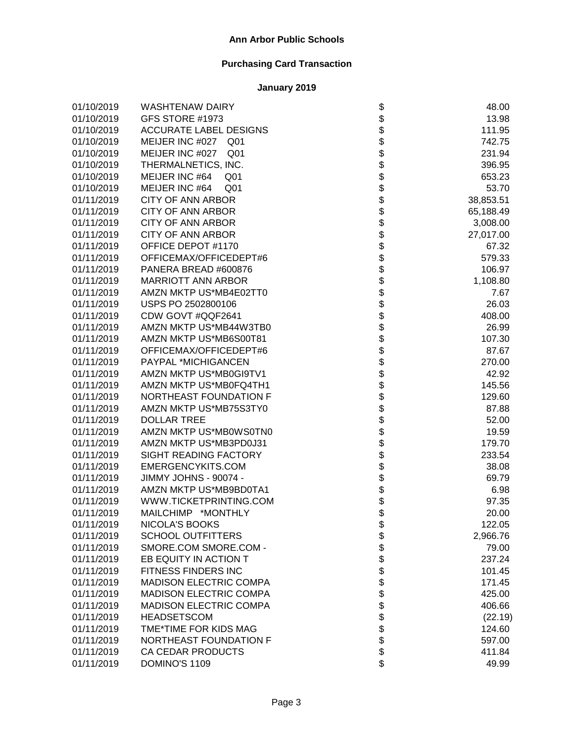# Ann Arbor Public Schools

## Purchasing Card Transaction

### January 2019

| Date | Vendor | | Amount |
|---|---|---|---|
| 01/10/2019 | WASHTENAW DAIRY | $ | 48.00 |
| 01/10/2019 | GFS STORE #1973 | $ | 13.98 |
| 01/10/2019 | ACCURATE LABEL DESIGNS | $ | 111.95 |
| 01/10/2019 | MEIJER INC #027 Q01 | $ | 742.75 |
| 01/10/2019 | MEIJER INC #027 Q01 | $ | 231.94 |
| 01/10/2019 | THERMALNETICS, INC. | $ | 396.95 |
| 01/10/2019 | MEIJER INC #64 Q01 | $ | 653.23 |
| 01/10/2019 | MEIJER INC #64 Q01 | $ | 53.70 |
| 01/11/2019 | CITY OF ANN ARBOR | $ | 38,853.51 |
| 01/11/2019 | CITY OF ANN ARBOR | $ | 65,188.49 |
| 01/11/2019 | CITY OF ANN ARBOR | $ | 3,008.00 |
| 01/11/2019 | CITY OF ANN ARBOR | $ | 27,017.00 |
| 01/11/2019 | OFFICE DEPOT #1170 | $ | 67.32 |
| 01/11/2019 | OFFICEMAX/OFFICEDEPT#6 | $ | 579.33 |
| 01/11/2019 | PANERA BREAD #600876 | $ | 106.97 |
| 01/11/2019 | MARRIOTT ANN ARBOR | $ | 1,108.80 |
| 01/11/2019 | AMZN MKTP US*MB4E02TT0 | $ | 7.67 |
| 01/11/2019 | USPS PO 2502800106 | $ | 26.03 |
| 01/11/2019 | CDW GOVT #QQF2641 | $ | 408.00 |
| 01/11/2019 | AMZN MKTP US*MB44W3TB0 | $ | 26.99 |
| 01/11/2019 | AMZN MKTP US*MB6S00T81 | $ | 107.30 |
| 01/11/2019 | OFFICEMAX/OFFICEDEPT#6 | $ | 87.67 |
| 01/11/2019 | PAYPAL *MICHIGANCEN | $ | 270.00 |
| 01/11/2019 | AMZN MKTP US*MB0GI9TV1 | $ | 42.92 |
| 01/11/2019 | AMZN MKTP US*MB0FQ4TH1 | $ | 145.56 |
| 01/11/2019 | NORTHEAST FOUNDATION F | $ | 129.60 |
| 01/11/2019 | AMZN MKTP US*MB75S3TY0 | $ | 87.88 |
| 01/11/2019 | DOLLAR TREE | $ | 52.00 |
| 01/11/2019 | AMZN MKTP US*MB0WS0TN0 | $ | 19.59 |
| 01/11/2019 | AMZN MKTP US*MB3PD0J31 | $ | 179.70 |
| 01/11/2019 | SIGHT READING FACTORY | $ | 233.54 |
| 01/11/2019 | EMERGENCYKITS.COM | $ | 38.08 |
| 01/11/2019 | JIMMY JOHNS - 90074 - | $ | 69.79 |
| 01/11/2019 | AMZN MKTP US*MB9BD0TA1 | $ | 6.98 |
| 01/11/2019 | WWW.TICKETPRINTING.COM | $ | 97.35 |
| 01/11/2019 | MAILCHIMP *MONTHLY | $ | 20.00 |
| 01/11/2019 | NICOLA'S BOOKS | $ | 122.05 |
| 01/11/2019 | SCHOOL OUTFITTERS | $ | 2,966.76 |
| 01/11/2019 | SMORE.COM SMORE.COM - | $ | 79.00 |
| 01/11/2019 | EB EQUITY IN ACTION T | $ | 237.24 |
| 01/11/2019 | FITNESS FINDERS INC | $ | 101.45 |
| 01/11/2019 | MADISON ELECTRIC COMPA | $ | 171.45 |
| 01/11/2019 | MADISON ELECTRIC COMPA | $ | 425.00 |
| 01/11/2019 | MADISON ELECTRIC COMPA | $ | 406.66 |
| 01/11/2019 | HEADSETSCOM | $ | (22.19) |
| 01/11/2019 | TME*TIME FOR KIDS MAG | $ | 124.60 |
| 01/11/2019 | NORTHEAST FOUNDATION F | $ | 597.00 |
| 01/11/2019 | CA CEDAR PRODUCTS | $ | 411.84 |
| 01/11/2019 | DOMINO'S 1109 | $ | 49.99 |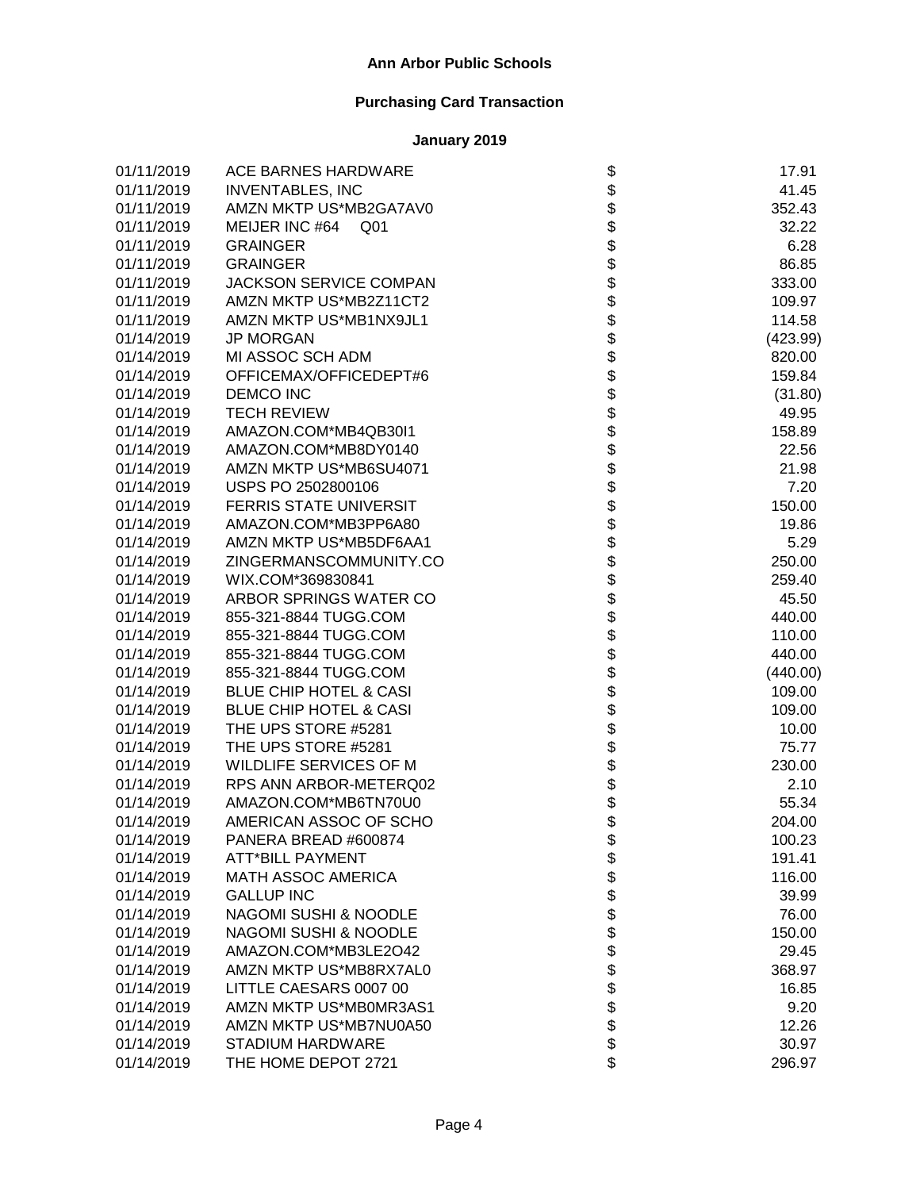**Ann Arbor Public Schools**

**Purchasing Card Transaction**

**January 2019**

| | | | |
|---|---|---|---|
| 01/11/2019 | ACE BARNES HARDWARE | $ | 17.91 |
| 01/11/2019 | INVENTABLES, INC | $ | 41.45 |
| 01/11/2019 | AMZN MKTP US*MB2GA7AV0 | $ | 352.43 |
| 01/11/2019 | MEIJER INC #64 Q01 | $ | 32.22 |
| 01/11/2019 | GRAINGER | $ | 6.28 |
| 01/11/2019 | GRAINGER | $ | 86.85 |
| 01/11/2019 | JACKSON SERVICE COMPAN | $ | 333.00 |
| 01/11/2019 | AMZN MKTP US*MB2Z11CT2 | $ | 109.97 |
| 01/11/2019 | AMZN MKTP US*MB1NX9JL1 | $ | 114.58 |
| 01/14/2019 | JP MORGAN | $ | (423.99) |
| 01/14/2019 | MI ASSOC SCH ADM | $ | 820.00 |
| 01/14/2019 | OFFICEMAX/OFFICEDEPT#6 | $ | 159.84 |
| 01/14/2019 | DEMCO INC | $ | (31.80) |
| 01/14/2019 | TECH REVIEW | $ | 49.95 |
| 01/14/2019 | AMAZON.COM*MB4QB30I1 | $ | 158.89 |
| 01/14/2019 | AMAZON.COM*MB8DY0140 | $ | 22.56 |
| 01/14/2019 | AMZN MKTP US*MB6SU4071 | $ | 21.98 |
| 01/14/2019 | USPS PO 2502800106 | $ | 7.20 |
| 01/14/2019 | FERRIS STATE UNIVERSIT | $ | 150.00 |
| 01/14/2019 | AMAZON.COM*MB3PP6A80 | $ | 19.86 |
| 01/14/2019 | AMZN MKTP US*MB5DF6AA1 | $ | 5.29 |
| 01/14/2019 | ZINGERMANSCOMMUNITY.CO | $ | 250.00 |
| 01/14/2019 | WIX.COM*369830841 | $ | 259.40 |
| 01/14/2019 | ARBOR SPRINGS WATER CO | $ | 45.50 |
| 01/14/2019 | 855-321-8844 TUGG.COM | $ | 440.00 |
| 01/14/2019 | 855-321-8844 TUGG.COM | $ | 110.00 |
| 01/14/2019 | 855-321-8844 TUGG.COM | $ | 440.00 |
| 01/14/2019 | 855-321-8844 TUGG.COM | $ | (440.00) |
| 01/14/2019 | BLUE CHIP HOTEL & CASI | $ | 109.00 |
| 01/14/2019 | BLUE CHIP HOTEL & CASI | $ | 109.00 |
| 01/14/2019 | THE UPS STORE #5281 | $ | 10.00 |
| 01/14/2019 | THE UPS STORE #5281 | $ | 75.77 |
| 01/14/2019 | WILDLIFE SERVICES OF M | $ | 230.00 |
| 01/14/2019 | RPS ANN ARBOR-METERQ02 | $ | 2.10 |
| 01/14/2019 | AMAZON.COM*MB6TN70U0 | $ | 55.34 |
| 01/14/2019 | AMERICAN ASSOC OF SCHO | $ | 204.00 |
| 01/14/2019 | PANERA BREAD #600874 | $ | 100.23 |
| 01/14/2019 | ATT*BILL PAYMENT | $ | 191.41 |
| 01/14/2019 | MATH ASSOC AMERICA | $ | 116.00 |
| 01/14/2019 | GALLUP INC | $ | 39.99 |
| 01/14/2019 | NAGOMI SUSHI & NOODLE | $ | 76.00 |
| 01/14/2019 | NAGOMI SUSHI & NOODLE | $ | 150.00 |
| 01/14/2019 | AMAZON.COM*MB3LE2O42 | $ | 29.45 |
| 01/14/2019 | AMZN MKTP US*MB8RX7AL0 | $ | 368.97 |
| 01/14/2019 | LITTLE CAESARS 0007 00 | $ | 16.85 |
| 01/14/2019 | AMZN MKTP US*MB0MR3AS1 | $ | 9.20 |
| 01/14/2019 | AMZN MKTP US*MB7NU0A50 | $ | 12.26 |
| 01/14/2019 | STADIUM HARDWARE | $ | 30.97 |
| 01/14/2019 | THE HOME DEPOT 2721 | $ | 296.97 |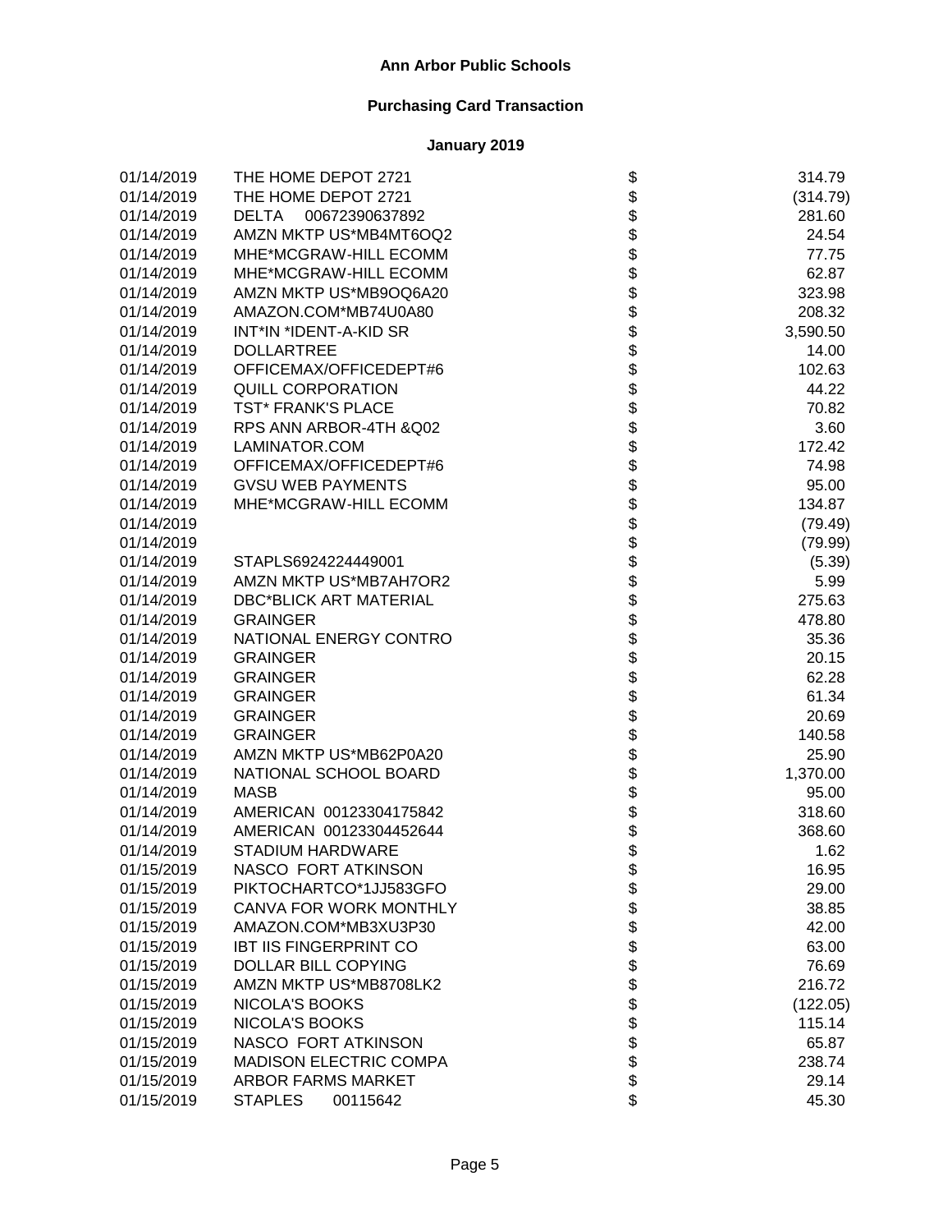# Ann Arbor Public Schools

## Purchasing Card Transaction

## January 2019

| Date | Vendor | | Amount |
|---|---|---|---|
| 01/14/2019 | THE HOME DEPOT 2721 | $ | 314.79 |
| 01/14/2019 | THE HOME DEPOT 2721 | $ | (314.79) |
| 01/14/2019 | DELTA 00672390637892 | $ | 281.60 |
| 01/14/2019 | AMZN MKTP US*MB4MT6OQ2 | $ | 24.54 |
| 01/14/2019 | MHE*MCGRAW-HILL ECOMM | $ | 77.75 |
| 01/14/2019 | MHE*MCGRAW-HILL ECOMM | $ | 62.87 |
| 01/14/2019 | AMZN MKTP US*MB9OQ6A20 | $ | 323.98 |
| 01/14/2019 | AMAZON.COM*MB74U0A80 | $ | 208.32 |
| 01/14/2019 | INT*IN *IDENT-A-KID SR | $ | 3,590.50 |
| 01/14/2019 | DOLLARTREE | $ | 14.00 |
| 01/14/2019 | OFFICEMAX/OFFICEDEPT#6 | $ | 102.63 |
| 01/14/2019 | QUILL CORPORATION | $ | 44.22 |
| 01/14/2019 | TST* FRANK'S PLACE | $ | 70.82 |
| 01/14/2019 | RPS ANN ARBOR-4TH &Q02 | $ | 3.60 |
| 01/14/2019 | LAMINATOR.COM | $ | 172.42 |
| 01/14/2019 | OFFICEMAX/OFFICEDEPT#6 | $ | 74.98 |
| 01/14/2019 | GVSU WEB PAYMENTS | $ | 95.00 |
| 01/14/2019 | MHE*MCGRAW-HILL ECOMM | $ | 134.87 |
| 01/14/2019 | | $ | (79.49) |
| 01/14/2019 | | $ | (79.99) |
| 01/14/2019 | STAPLS6924224449001 | $ | (5.39) |
| 01/14/2019 | AMZN MKTP US*MB7AH7OR2 | $ | 5.99 |
| 01/14/2019 | DBC*BLICK ART MATERIAL | $ | 275.63 |
| 01/14/2019 | GRAINGER | $ | 478.80 |
| 01/14/2019 | NATIONAL ENERGY CONTRO | $ | 35.36 |
| 01/14/2019 | GRAINGER | $ | 20.15 |
| 01/14/2019 | GRAINGER | $ | 62.28 |
| 01/14/2019 | GRAINGER | $ | 61.34 |
| 01/14/2019 | GRAINGER | $ | 20.69 |
| 01/14/2019 | GRAINGER | $ | 140.58 |
| 01/14/2019 | AMZN MKTP US*MB62P0A20 | $ | 25.90 |
| 01/14/2019 | NATIONAL SCHOOL BOARD | $ | 1,370.00 |
| 01/14/2019 | MASB | $ | 95.00 |
| 01/14/2019 | AMERICAN 00123304175842 | $ | 318.60 |
| 01/14/2019 | AMERICAN 00123304452644 | $ | 368.60 |
| 01/14/2019 | STADIUM HARDWARE | $ | 1.62 |
| 01/15/2019 | NASCO FORT ATKINSON | $ | 16.95 |
| 01/15/2019 | PIKTOCHARTCO*1JJ583GFO | $ | 29.00 |
| 01/15/2019 | CANVA FOR WORK MONTHLY | $ | 38.85 |
| 01/15/2019 | AMAZON.COM*MB3XU3P30 | $ | 42.00 |
| 01/15/2019 | IBT IIS FINGERPRINT CO | $ | 63.00 |
| 01/15/2019 | DOLLAR BILL COPYING | $ | 76.69 |
| 01/15/2019 | AMZN MKTP US*MB8708LK2 | $ | 216.72 |
| 01/15/2019 | NICOLA'S BOOKS | $ | (122.05) |
| 01/15/2019 | NICOLA'S BOOKS | $ | 115.14 |
| 01/15/2019 | NASCO FORT ATKINSON | $ | 65.87 |
| 01/15/2019 | MADISON ELECTRIC COMPA | $ | 238.74 |
| 01/15/2019 | ARBOR FARMS MARKET | $ | 29.14 |
| 01/15/2019 | STAPLES 00115642 | $ | 45.30 |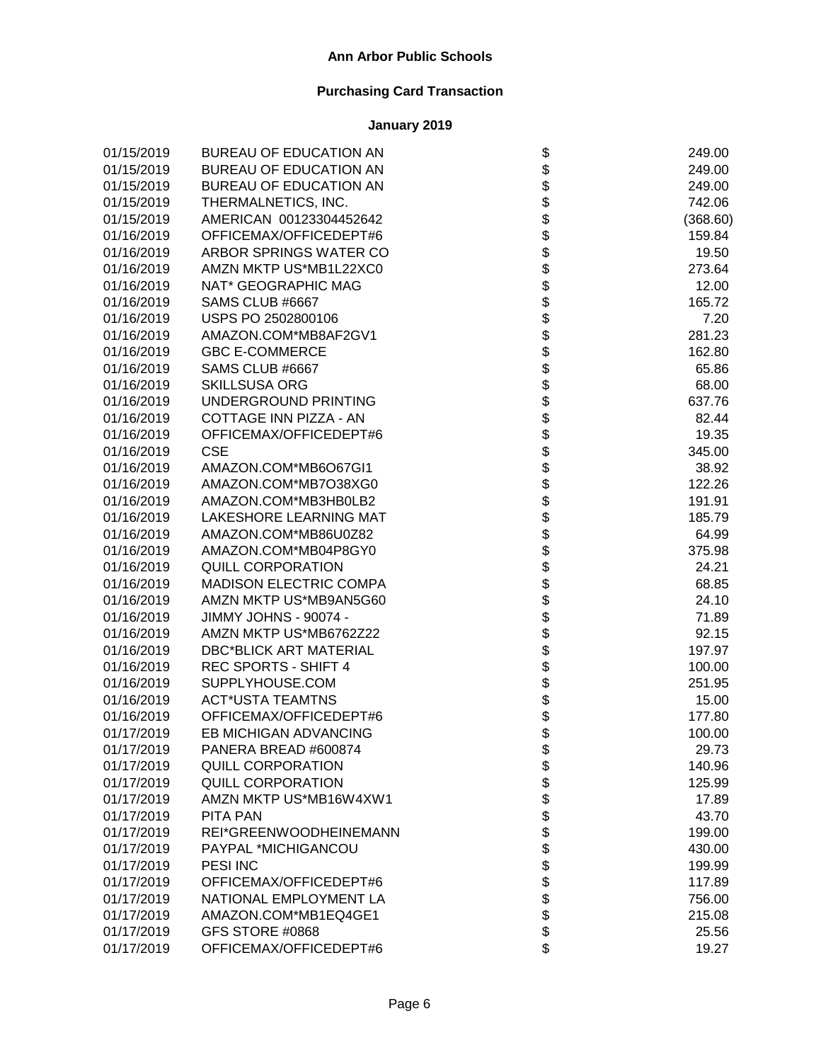# Ann Arbor Public Schools

## Purchasing Card Transaction

### January 2019

| Date | Vendor | | Amount |
|---|---|---|---|
| 01/15/2019 | BUREAU OF EDUCATION AN | $ | 249.00 |
| 01/15/2019 | BUREAU OF EDUCATION AN | $ | 249.00 |
| 01/15/2019 | BUREAU OF EDUCATION AN | $ | 249.00 |
| 01/15/2019 | THERMALNETICS, INC. | $ | 742.06 |
| 01/15/2019 | AMERICAN 00123304452642 | $ | (368.60) |
| 01/16/2019 | OFFICEMAX/OFFICEDEPT#6 | $ | 159.84 |
| 01/16/2019 | ARBOR SPRINGS WATER CO | $ | 19.50 |
| 01/16/2019 | AMZN MKTP US*MB1L22XC0 | $ | 273.64 |
| 01/16/2019 | NAT* GEOGRAPHIC MAG | $ | 12.00 |
| 01/16/2019 | SAMS CLUB #6667 | $ | 165.72 |
| 01/16/2019 | USPS PO 2502800106 | $ | 7.20 |
| 01/16/2019 | AMAZON.COM*MB8AF2GV1 | $ | 281.23 |
| 01/16/2019 | GBC E-COMMERCE | $ | 162.80 |
| 01/16/2019 | SAMS CLUB #6667 | $ | 65.86 |
| 01/16/2019 | SKILLSUSA ORG | $ | 68.00 |
| 01/16/2019 | UNDERGROUND PRINTING | $ | 637.76 |
| 01/16/2019 | COTTAGE INN PIZZA - AN | $ | 82.44 |
| 01/16/2019 | OFFICEMAX/OFFICEDEPT#6 | $ | 19.35 |
| 01/16/2019 | CSE | $ | 345.00 |
| 01/16/2019 | AMAZON.COM*MB6O67GI1 | $ | 38.92 |
| 01/16/2019 | AMAZON.COM*MB7O38XG0 | $ | 122.26 |
| 01/16/2019 | AMAZON.COM*MB3HB0LB2 | $ | 191.91 |
| 01/16/2019 | LAKESHORE LEARNING MAT | $ | 185.79 |
| 01/16/2019 | AMAZON.COM*MB86U0Z82 | $ | 64.99 |
| 01/16/2019 | AMAZON.COM*MB04P8GY0 | $ | 375.98 |
| 01/16/2019 | QUILL CORPORATION | $ | 24.21 |
| 01/16/2019 | MADISON ELECTRIC COMPA | $ | 68.85 |
| 01/16/2019 | AMZN MKTP US*MB9AN5G60 | $ | 24.10 |
| 01/16/2019 | JIMMY JOHNS - 90074 - | $ | 71.89 |
| 01/16/2019 | AMZN MKTP US*MB6762Z22 | $ | 92.15 |
| 01/16/2019 | DBC*BLICK ART MATERIAL | $ | 197.97 |
| 01/16/2019 | REC SPORTS - SHIFT 4 | $ | 100.00 |
| 01/16/2019 | SUPPLYHOUSE.COM | $ | 251.95 |
| 01/16/2019 | ACT*USTA TEAMTNS | $ | 15.00 |
| 01/16/2019 | OFFICEMAX/OFFICEDEPT#6 | $ | 177.80 |
| 01/17/2019 | EB MICHIGAN ADVANCING | $ | 100.00 |
| 01/17/2019 | PANERA BREAD #600874 | $ | 29.73 |
| 01/17/2019 | QUILL CORPORATION | $ | 140.96 |
| 01/17/2019 | QUILL CORPORATION | $ | 125.99 |
| 01/17/2019 | AMZN MKTP US*MB16W4XW1 | $ | 17.89 |
| 01/17/2019 | PITA PAN | $ | 43.70 |
| 01/17/2019 | REI*GREENWOODHEINEMANN | $ | 199.00 |
| 01/17/2019 | PAYPAL *MICHIGANCOU | $ | 430.00 |
| 01/17/2019 | PESI INC | $ | 199.99 |
| 01/17/2019 | OFFICEMAX/OFFICEDEPT#6 | $ | 117.89 |
| 01/17/2019 | NATIONAL EMPLOYMENT LA | $ | 756.00 |
| 01/17/2019 | AMAZON.COM*MB1EQ4GE1 | $ | 215.08 |
| 01/17/2019 | GFS STORE #0868 | $ | 25.56 |
| 01/17/2019 | OFFICEMAX/OFFICEDEPT#6 | $ | 19.27 |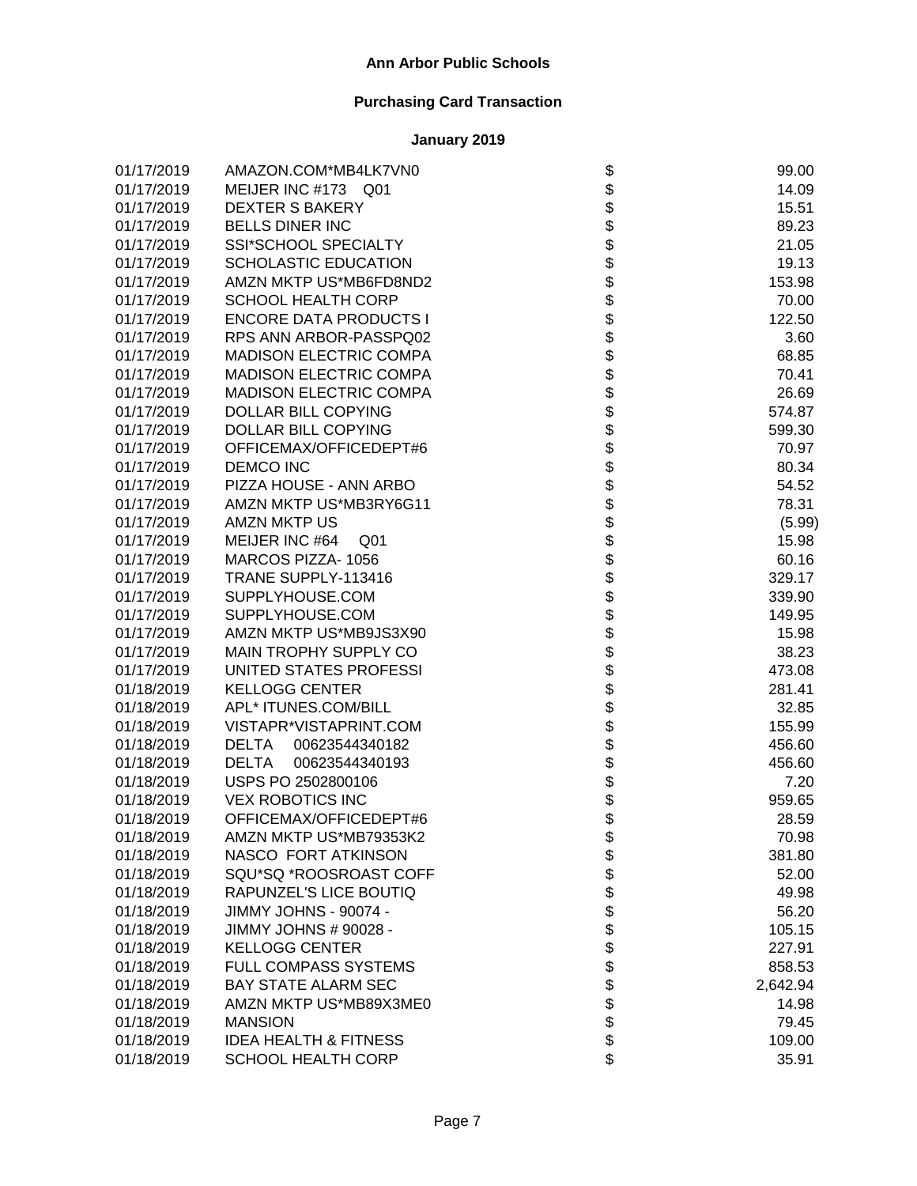# Ann Arbor Public Schools

## Purchasing Card Transaction

### January 2019

| Date | Vendor | | Amount |
|---|---|---|---|
| 01/17/2019 | AMAZON.COM*MB4LK7VN0 | $ | 99.00 |
| 01/17/2019 | MEIJER INC #173 Q01 | $ | 14.09 |
| 01/17/2019 | DEXTER S BAKERY | $ | 15.51 |
| 01/17/2019 | BELLS DINER INC | $ | 89.23 |
| 01/17/2019 | SSI*SCHOOL SPECIALTY | $ | 21.05 |
| 01/17/2019 | SCHOLASTIC EDUCATION | $ | 19.13 |
| 01/17/2019 | AMZN MKTP US*MB6FD8ND2 | $ | 153.98 |
| 01/17/2019 | SCHOOL HEALTH CORP | $ | 70.00 |
| 01/17/2019 | ENCORE DATA PRODUCTS I | $ | 122.50 |
| 01/17/2019 | RPS ANN ARBOR-PASSPQ02 | $ | 3.60 |
| 01/17/2019 | MADISON ELECTRIC COMPA | $ | 68.85 |
| 01/17/2019 | MADISON ELECTRIC COMPA | $ | 70.41 |
| 01/17/2019 | MADISON ELECTRIC COMPA | $ | 26.69 |
| 01/17/2019 | DOLLAR BILL COPYING | $ | 574.87 |
| 01/17/2019 | DOLLAR BILL COPYING | $ | 599.30 |
| 01/17/2019 | OFFICEMAX/OFFICEDEPT#6 | $ | 70.97 |
| 01/17/2019 | DEMCO INC | $ | 80.34 |
| 01/17/2019 | PIZZA HOUSE - ANN ARBO | $ | 54.52 |
| 01/17/2019 | AMZN MKTP US*MB3RY6G11 | $ | 78.31 |
| 01/17/2019 | AMZN MKTP US | $ | (5.99) |
| 01/17/2019 | MEIJER INC #64 Q01 | $ | 15.98 |
| 01/17/2019 | MARCOS PIZZA- 1056 | $ | 60.16 |
| 01/17/2019 | TRANE SUPPLY-113416 | $ | 329.17 |
| 01/17/2019 | SUPPLYHOUSE.COM | $ | 339.90 |
| 01/17/2019 | SUPPLYHOUSE.COM | $ | 149.95 |
| 01/17/2019 | AMZN MKTP US*MB9JS3X90 | $ | 15.98 |
| 01/17/2019 | MAIN TROPHY SUPPLY CO | $ | 38.23 |
| 01/17/2019 | UNITED STATES PROFESSI | $ | 473.08 |
| 01/18/2019 | KELLOGG CENTER | $ | 281.41 |
| 01/18/2019 | APL* ITUNES.COM/BILL | $ | 32.85 |
| 01/18/2019 | VISTAPR*VISTAPRINT.COM | $ | 155.99 |
| 01/18/2019 | DELTA 00623544340182 | $ | 456.60 |
| 01/18/2019 | DELTA 00623544340193 | $ | 456.60 |
| 01/18/2019 | USPS PO 2502800106 | $ | 7.20 |
| 01/18/2019 | VEX ROBOTICS INC | $ | 959.65 |
| 01/18/2019 | OFFICEMAX/OFFICEDEPT#6 | $ | 28.59 |
| 01/18/2019 | AMZN MKTP US*MB79353K2 | $ | 70.98 |
| 01/18/2019 | NASCO FORT ATKINSON | $ | 381.80 |
| 01/18/2019 | SQU*SQ *ROOSROAST COFF | $ | 52.00 |
| 01/18/2019 | RAPUNZEL'S LICE BOUTIQ | $ | 49.98 |
| 01/18/2019 | JIMMY JOHNS - 90074 - | $ | 56.20 |
| 01/18/2019 | JIMMY JOHNS # 90028 - | $ | 105.15 |
| 01/18/2019 | KELLOGG CENTER | $ | 227.91 |
| 01/18/2019 | FULL COMPASS SYSTEMS | $ | 858.53 |
| 01/18/2019 | BAY STATE ALARM SEC | $ | 2,642.94 |
| 01/18/2019 | AMZN MKTP US*MB89X3ME0 | $ | 14.98 |
| 01/18/2019 | MANSION | $ | 79.45 |
| 01/18/2019 | IDEA HEALTH & FITNESS | $ | 109.00 |
| 01/18/2019 | SCHOOL HEALTH CORP | $ | 35.91 |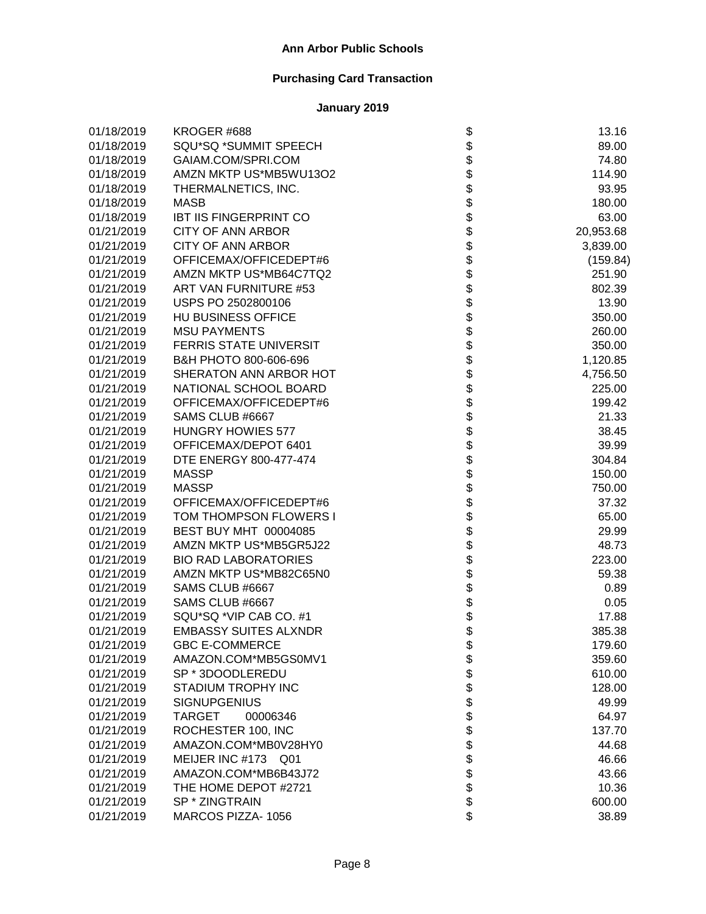**Ann Arbor Public Schools**

**Purchasing Card Transaction**

**January 2019**

| Date | Vendor | | Amount |
|---|---|---|---|
| 01/18/2019 | KROGER #688 | $ | 13.16 |
| 01/18/2019 | SQU*SQ *SUMMIT SPEECH | $ | 89.00 |
| 01/18/2019 | GAIAM.COM/SPRI.COM | $ | 74.80 |
| 01/18/2019 | AMZN MKTP US*MB5WU13O2 | $ | 114.90 |
| 01/18/2019 | THERMALNETICS, INC. | $ | 93.95 |
| 01/18/2019 | MASB | $ | 180.00 |
| 01/18/2019 | IBT IIS FINGERPRINT CO | $ | 63.00 |
| 01/21/2019 | CITY OF ANN ARBOR | $ | 20,953.68 |
| 01/21/2019 | CITY OF ANN ARBOR | $ | 3,839.00 |
| 01/21/2019 | OFFICEMAX/OFFICEDEPT#6 | $ | (159.84) |
| 01/21/2019 | AMZN MKTP US*MB64C7TQ2 | $ | 251.90 |
| 01/21/2019 | ART VAN FURNITURE #53 | $ | 802.39 |
| 01/21/2019 | USPS PO 2502800106 | $ | 13.90 |
| 01/21/2019 | HU BUSINESS OFFICE | $ | 350.00 |
| 01/21/2019 | MSU PAYMENTS | $ | 260.00 |
| 01/21/2019 | FERRIS STATE UNIVERSIT | $ | 350.00 |
| 01/21/2019 | B&H PHOTO 800-606-696 | $ | 1,120.85 |
| 01/21/2019 | SHERATON ANN ARBOR HOT | $ | 4,756.50 |
| 01/21/2019 | NATIONAL SCHOOL BOARD | $ | 225.00 |
| 01/21/2019 | OFFICEMAX/OFFICEDEPT#6 | $ | 199.42 |
| 01/21/2019 | SAMS CLUB #6667 | $ | 21.33 |
| 01/21/2019 | HUNGRY HOWIES 577 | $ | 38.45 |
| 01/21/2019 | OFFICEMAX/DEPOT 6401 | $ | 39.99 |
| 01/21/2019 | DTE ENERGY 800-477-474 | $ | 304.84 |
| 01/21/2019 | MASSP | $ | 150.00 |
| 01/21/2019 | MASSP | $ | 750.00 |
| 01/21/2019 | OFFICEMAX/OFFICEDEPT#6 | $ | 37.32 |
| 01/21/2019 | TOM THOMPSON FLOWERS I | $ | 65.00 |
| 01/21/2019 | BEST BUY MHT 00004085 | $ | 29.99 |
| 01/21/2019 | AMZN MKTP US*MB5GR5J22 | $ | 48.73 |
| 01/21/2019 | BIO RAD LABORATORIES | $ | 223.00 |
| 01/21/2019 | AMZN MKTP US*MB82C65N0 | $ | 59.38 |
| 01/21/2019 | SAMS CLUB #6667 | $ | 0.89 |
| 01/21/2019 | SAMS CLUB #6667 | $ | 0.05 |
| 01/21/2019 | SQU*SQ *VIP CAB CO. #1 | $ | 17.88 |
| 01/21/2019 | EMBASSY SUITES ALXNDR | $ | 385.38 |
| 01/21/2019 | GBC E-COMMERCE | $ | 179.60 |
| 01/21/2019 | AMAZON.COM*MB5GS0MV1 | $ | 359.60 |
| 01/21/2019 | SP * 3DOODLEREDU | $ | 610.00 |
| 01/21/2019 | STADIUM TROPHY INC | $ | 128.00 |
| 01/21/2019 | SIGNUPGENIUS | $ | 49.99 |
| 01/21/2019 | TARGET 00006346 | $ | 64.97 |
| 01/21/2019 | ROCHESTER 100, INC | $ | 137.70 |
| 01/21/2019 | AMAZON.COM*MB0V28HY0 | $ | 44.68 |
| 01/21/2019 | MEIJER INC #173 Q01 | $ | 46.66 |
| 01/21/2019 | AMAZON.COM*MB6B43J72 | $ | 43.66 |
| 01/21/2019 | THE HOME DEPOT #2721 | $ | 10.36 |
| 01/21/2019 | SP * ZINGTRAIN | $ | 600.00 |
| 01/21/2019 | MARCOS PIZZA- 1056 | $ | 38.89 |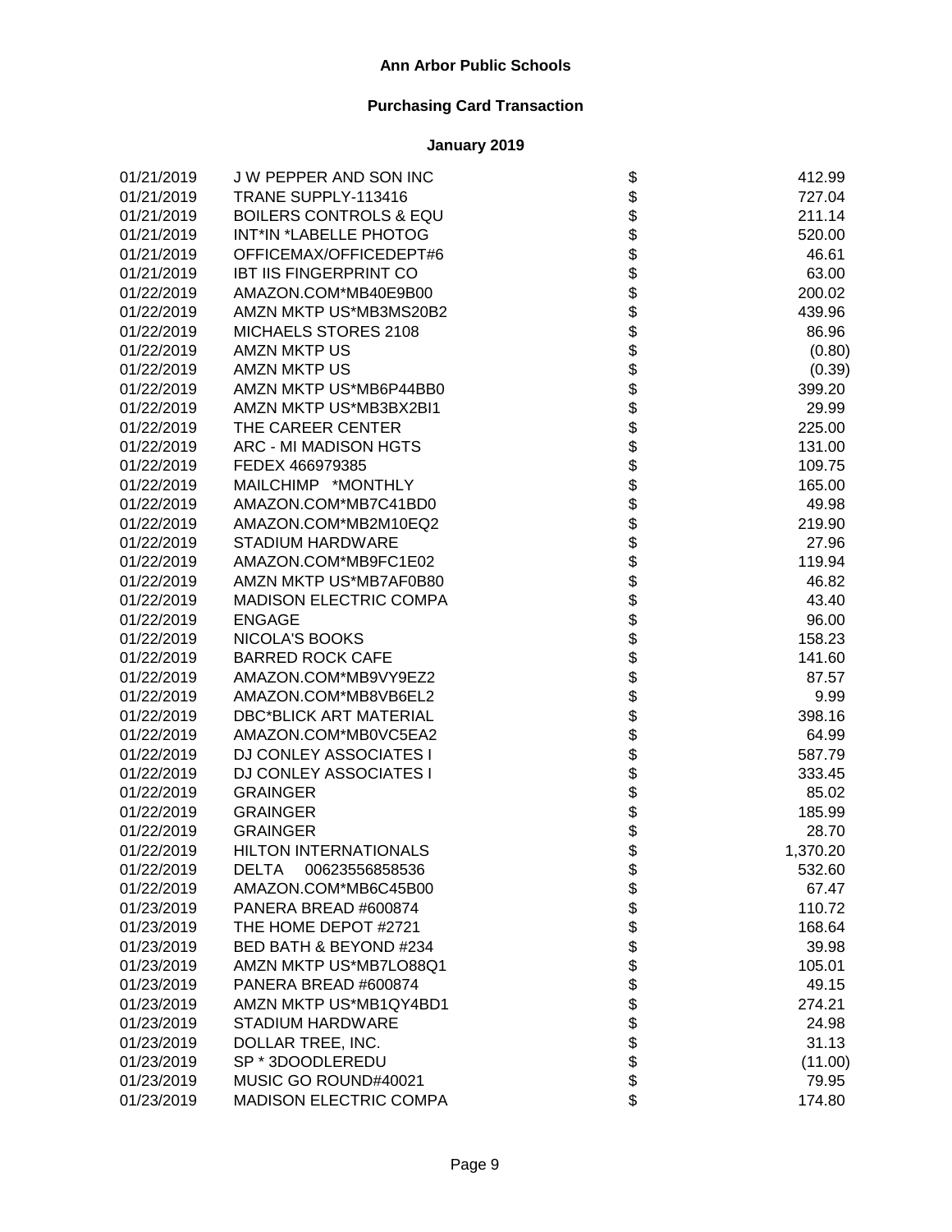# Ann Arbor Public Schools

## Purchasing Card Transaction

### January 2019

| | | | |
|---|---|---|---|
| 01/21/2019 | J W PEPPER AND SON INC | $ | 412.99 |
| 01/21/2019 | TRANE SUPPLY-113416 | $ | 727.04 |
| 01/21/2019 | BOILERS CONTROLS & EQU | $ | 211.14 |
| 01/21/2019 | INT*IN *LABELLE PHOTOG | $ | 520.00 |
| 01/21/2019 | OFFICEMAX/OFFICEDEPT#6 | $ | 46.61 |
| 01/21/2019 | IBT IIS FINGERPRINT CO | $ | 63.00 |
| 01/22/2019 | AMAZON.COM*MB40E9B00 | $ | 200.02 |
| 01/22/2019 | AMZN MKTP US*MB3MS20B2 | $ | 439.96 |
| 01/22/2019 | MICHAELS STORES 2108 | $ | 86.96 |
| 01/22/2019 | AMZN MKTP US | $ | (0.80) |
| 01/22/2019 | AMZN MKTP US | $ | (0.39) |
| 01/22/2019 | AMZN MKTP US*MB6P44BB0 | $ | 399.20 |
| 01/22/2019 | AMZN MKTP US*MB3BX2BI1 | $ | 29.99 |
| 01/22/2019 | THE CAREER CENTER | $ | 225.00 |
| 01/22/2019 | ARC - MI MADISON HGTS | $ | 131.00 |
| 01/22/2019 | FEDEX 466979385 | $ | 109.75 |
| 01/22/2019 | MAILCHIMP *MONTHLY | $ | 165.00 |
| 01/22/2019 | AMAZON.COM*MB7C41BD0 | $ | 49.98 |
| 01/22/2019 | AMAZON.COM*MB2M10EQ2 | $ | 219.90 |
| 01/22/2019 | STADIUM HARDWARE | $ | 27.96 |
| 01/22/2019 | AMAZON.COM*MB9FC1E02 | $ | 119.94 |
| 01/22/2019 | AMZN MKTP US*MB7AF0B80 | $ | 46.82 |
| 01/22/2019 | MADISON ELECTRIC COMPA | $ | 43.40 |
| 01/22/2019 | ENGAGE | $ | 96.00 |
| 01/22/2019 | NICOLA'S BOOKS | $ | 158.23 |
| 01/22/2019 | BARRED ROCK CAFE | $ | 141.60 |
| 01/22/2019 | AMAZON.COM*MB9VY9EZ2 | $ | 87.57 |
| 01/22/2019 | AMAZON.COM*MB8VB6EL2 | $ | 9.99 |
| 01/22/2019 | DBC*BLICK ART MATERIAL | $ | 398.16 |
| 01/22/2019 | AMAZON.COM*MB0VC5EA2 | $ | 64.99 |
| 01/22/2019 | DJ CONLEY ASSOCIATES I | $ | 587.79 |
| 01/22/2019 | DJ CONLEY ASSOCIATES I | $ | 333.45 |
| 01/22/2019 | GRAINGER | $ | 85.02 |
| 01/22/2019 | GRAINGER | $ | 185.99 |
| 01/22/2019 | GRAINGER | $ | 28.70 |
| 01/22/2019 | HILTON INTERNATIONALS | $ | 1,370.20 |
| 01/22/2019 | DELTA 00623556858536 | $ | 532.60 |
| 01/22/2019 | AMAZON.COM*MB6C45B00 | $ | 67.47 |
| 01/23/2019 | PANERA BREAD #600874 | $ | 110.72 |
| 01/23/2019 | THE HOME DEPOT #2721 | $ | 168.64 |
| 01/23/2019 | BED BATH & BEYOND #234 | $ | 39.98 |
| 01/23/2019 | AMZN MKTP US*MB7LO88Q1 | $ | 105.01 |
| 01/23/2019 | PANERA BREAD #600874 | $ | 49.15 |
| 01/23/2019 | AMZN MKTP US*MB1QY4BD1 | $ | 274.21 |
| 01/23/2019 | STADIUM HARDWARE | $ | 24.98 |
| 01/23/2019 | DOLLAR TREE, INC. | $ | 31.13 |
| 01/23/2019 | SP * 3DOODLEREDU | $ | (11.00) |
| 01/23/2019 | MUSIC GO ROUND#40021 | $ | 79.95 |
| 01/23/2019 | MADISON ELECTRIC COMPA | $ | 174.80 |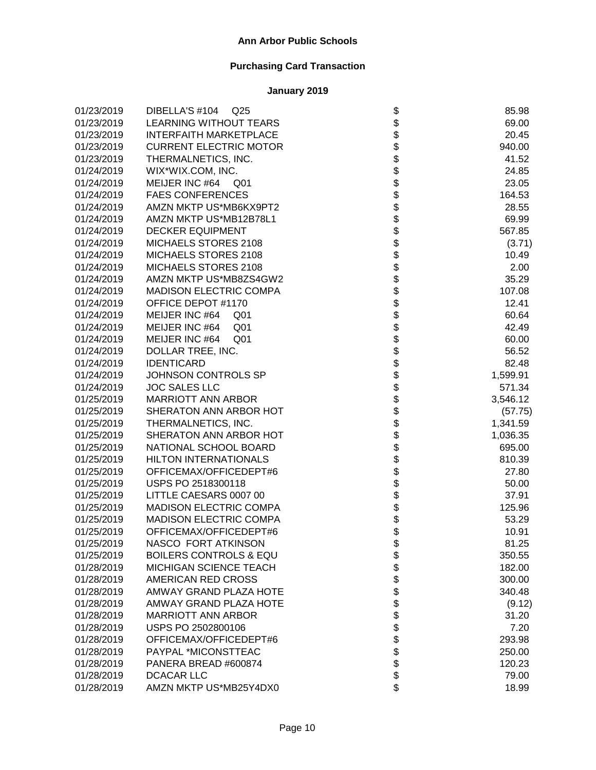# Ann Arbor Public Schools

## Purchasing Card Transaction

### January 2019

| Date | Vendor | | Amount |
|---|---|---|---|
| 01/23/2019 | DIBELLA'S #104 Q25 | $ | 85.98 |
| 01/23/2019 | LEARNING WITHOUT TEARS | $ | 69.00 |
| 01/23/2019 | INTERFAITH MARKETPLACE | $ | 20.45 |
| 01/23/2019 | CURRENT ELECTRIC MOTOR | $ | 940.00 |
| 01/23/2019 | THERMALNETICS, INC. | $ | 41.52 |
| 01/24/2019 | WIX*WIX.COM, INC. | $ | 24.85 |
| 01/24/2019 | MEIJER INC #64 Q01 | $ | 23.05 |
| 01/24/2019 | FAES CONFERENCES | $ | 164.53 |
| 01/24/2019 | AMZN MKTP US*MB6KX9PT2 | $ | 28.55 |
| 01/24/2019 | AMZN MKTP US*MB12B78L1 | $ | 69.99 |
| 01/24/2019 | DECKER EQUIPMENT | $ | 567.85 |
| 01/24/2019 | MICHAELS STORES 2108 | $ | (3.71) |
| 01/24/2019 | MICHAELS STORES 2108 | $ | 10.49 |
| 01/24/2019 | MICHAELS STORES 2108 | $ | 2.00 |
| 01/24/2019 | AMZN MKTP US*MB8ZS4GW2 | $ | 35.29 |
| 01/24/2019 | MADISON ELECTRIC COMPA | $ | 107.08 |
| 01/24/2019 | OFFICE DEPOT #1170 | $ | 12.41 |
| 01/24/2019 | MEIJER INC #64 Q01 | $ | 60.64 |
| 01/24/2019 | MEIJER INC #64 Q01 | $ | 42.49 |
| 01/24/2019 | MEIJER INC #64 Q01 | $ | 60.00 |
| 01/24/2019 | DOLLAR TREE, INC. | $ | 56.52 |
| 01/24/2019 | IDENTICARD | $ | 82.48 |
| 01/24/2019 | JOHNSON CONTROLS SP | $ | 1,599.91 |
| 01/24/2019 | JOC SALES LLC | $ | 571.34 |
| 01/25/2019 | MARRIOTT ANN ARBOR | $ | 3,546.12 |
| 01/25/2019 | SHERATON ANN ARBOR HOT | $ | (57.75) |
| 01/25/2019 | THERMALNETICS, INC. | $ | 1,341.59 |
| 01/25/2019 | SHERATON ANN ARBOR HOT | $ | 1,036.35 |
| 01/25/2019 | NATIONAL SCHOOL BOARD | $ | 695.00 |
| 01/25/2019 | HILTON INTERNATIONALS | $ | 810.39 |
| 01/25/2019 | OFFICEMAX/OFFICEDEPT#6 | $ | 27.80 |
| 01/25/2019 | USPS PO 2518300118 | $ | 50.00 |
| 01/25/2019 | LITTLE CAESARS 0007 00 | $ | 37.91 |
| 01/25/2019 | MADISON ELECTRIC COMPA | $ | 125.96 |
| 01/25/2019 | MADISON ELECTRIC COMPA | $ | 53.29 |
| 01/25/2019 | OFFICEMAX/OFFICEDEPT#6 | $ | 10.91 |
| 01/25/2019 | NASCO FORT ATKINSON | $ | 81.25 |
| 01/25/2019 | BOILERS CONTROLS & EQU | $ | 350.55 |
| 01/28/2019 | MICHIGAN SCIENCE TEACH | $ | 182.00 |
| 01/28/2019 | AMERICAN RED CROSS | $ | 300.00 |
| 01/28/2019 | AMWAY GRAND PLAZA HOTE | $ | 340.48 |
| 01/28/2019 | AMWAY GRAND PLAZA HOTE | $ | (9.12) |
| 01/28/2019 | MARRIOTT ANN ARBOR | $ | 31.20 |
| 01/28/2019 | USPS PO 2502800106 | $ | 7.20 |
| 01/28/2019 | OFFICEMAX/OFFICEDEPT#6 | $ | 293.98 |
| 01/28/2019 | PAYPAL *MICONSTTEAC | $ | 250.00 |
| 01/28/2019 | PANERA BREAD #600874 | $ | 120.23 |
| 01/28/2019 | DCACAR LLC | $ | 79.00 |
| 01/28/2019 | AMZN MKTP US*MB25Y4DX0 | $ | 18.99 |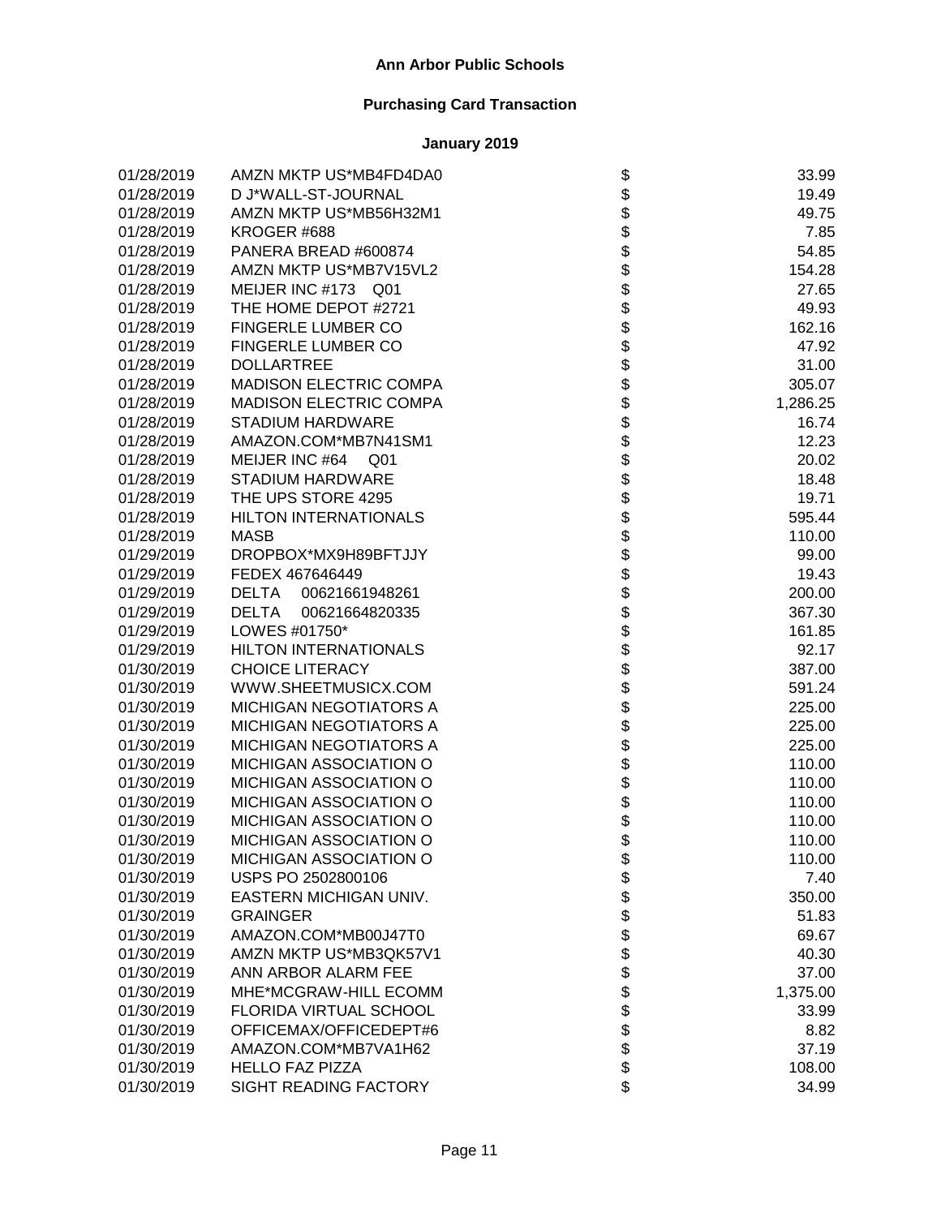# Ann Arbor Public Schools

## Purchasing Card Transaction

### January 2019

| | | | |
|---|---|---|---|
| 01/28/2019 | AMZN MKTP US*MB4FD4DA0 | $ | 33.99 |
| 01/28/2019 | D J*WALL-ST-JOURNAL | $ | 19.49 |
| 01/28/2019 | AMZN MKTP US*MB56H32M1 | $ | 49.75 |
| 01/28/2019 | KROGER #688 | $ | 7.85 |
| 01/28/2019 | PANERA BREAD #600874 | $ | 54.85 |
| 01/28/2019 | AMZN MKTP US*MB7V15VL2 | $ | 154.28 |
| 01/28/2019 | MEIJER INC #173 Q01 | $ | 27.65 |
| 01/28/2019 | THE HOME DEPOT #2721 | $ | 49.93 |
| 01/28/2019 | FINGERLE LUMBER CO | $ | 162.16 |
| 01/28/2019 | FINGERLE LUMBER CO | $ | 47.92 |
| 01/28/2019 | DOLLARTREE | $ | 31.00 |
| 01/28/2019 | MADISON ELECTRIC COMPA | $ | 305.07 |
| 01/28/2019 | MADISON ELECTRIC COMPA | $ | 1,286.25 |
| 01/28/2019 | STADIUM HARDWARE | $ | 16.74 |
| 01/28/2019 | AMAZON.COM*MB7N41SM1 | $ | 12.23 |
| 01/28/2019 | MEIJER INC #64 Q01 | $ | 20.02 |
| 01/28/2019 | STADIUM HARDWARE | $ | 18.48 |
| 01/28/2019 | THE UPS STORE 4295 | $ | 19.71 |
| 01/28/2019 | HILTON INTERNATIONALS | $ | 595.44 |
| 01/28/2019 | MASB | $ | 110.00 |
| 01/29/2019 | DROPBOX*MX9H89BFTJJY | $ | 99.00 |
| 01/29/2019 | FEDEX 467646449 | $ | 19.43 |
| 01/29/2019 | DELTA 00621661948261 | $ | 200.00 |
| 01/29/2019 | DELTA 00621664820335 | $ | 367.30 |
| 01/29/2019 | LOWES #01750* | $ | 161.85 |
| 01/29/2019 | HILTON INTERNATIONALS | $ | 92.17 |
| 01/30/2019 | CHOICE LITERACY | $ | 387.00 |
| 01/30/2019 | WWW.SHEETMUSICX.COM | $ | 591.24 |
| 01/30/2019 | MICHIGAN NEGOTIATORS A | $ | 225.00 |
| 01/30/2019 | MICHIGAN NEGOTIATORS A | $ | 225.00 |
| 01/30/2019 | MICHIGAN NEGOTIATORS A | $ | 225.00 |
| 01/30/2019 | MICHIGAN ASSOCIATION O | $ | 110.00 |
| 01/30/2019 | MICHIGAN ASSOCIATION O | $ | 110.00 |
| 01/30/2019 | MICHIGAN ASSOCIATION O | $ | 110.00 |
| 01/30/2019 | MICHIGAN ASSOCIATION O | $ | 110.00 |
| 01/30/2019 | MICHIGAN ASSOCIATION O | $ | 110.00 |
| 01/30/2019 | MICHIGAN ASSOCIATION O | $ | 110.00 |
| 01/30/2019 | USPS PO 2502800106 | $ | 7.40 |
| 01/30/2019 | EASTERN MICHIGAN UNIV. | $ | 350.00 |
| 01/30/2019 | GRAINGER | $ | 51.83 |
| 01/30/2019 | AMAZON.COM*MB00J47T0 | $ | 69.67 |
| 01/30/2019 | AMZN MKTP US*MB3QK57V1 | $ | 40.30 |
| 01/30/2019 | ANN ARBOR ALARM FEE | $ | 37.00 |
| 01/30/2019 | MHE*MCGRAW-HILL ECOMM | $ | 1,375.00 |
| 01/30/2019 | FLORIDA VIRTUAL SCHOOL | $ | 33.99 |
| 01/30/2019 | OFFICEMAX/OFFICEDEPT#6 | $ | 8.82 |
| 01/30/2019 | AMAZON.COM*MB7VA1H62 | $ | 37.19 |
| 01/30/2019 | HELLO FAZ PIZZA | $ | 108.00 |
| 01/30/2019 | SIGHT READING FACTORY | $ | 34.99 |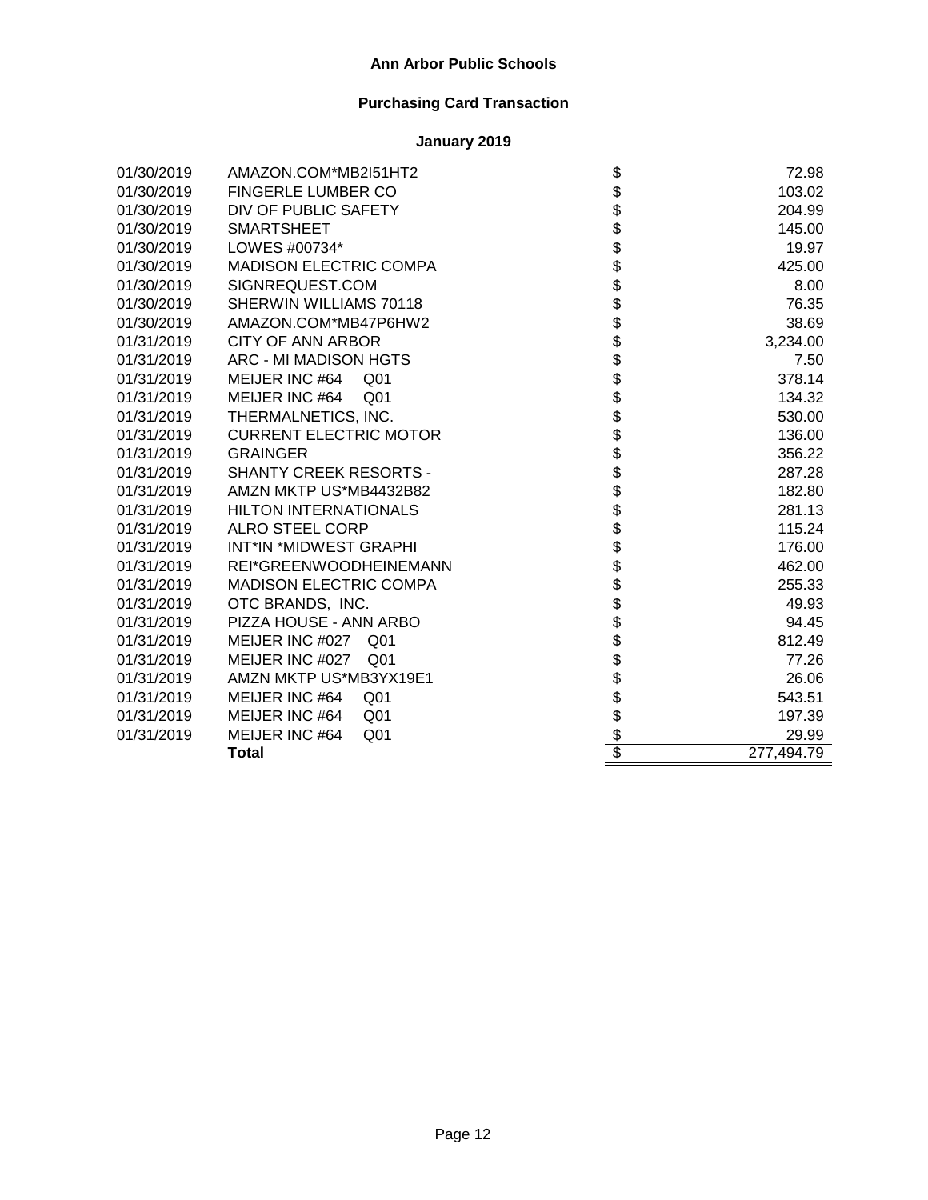**Ann Arbor Public Schools**

**Purchasing Card Transaction**

**January 2019**

| | | | |
|---|---|---|---|
| 01/30/2019 | AMAZON.COM*MB2I51HT2 | $ | 72.98 |
| 01/30/2019 | FINGERLE LUMBER CO | $ | 103.02 |
| 01/30/2019 | DIV OF PUBLIC SAFETY | $ | 204.99 |
| 01/30/2019 | SMARTSHEET | $ | 145.00 |
| 01/30/2019 | LOWES #00734* | $ | 19.97 |
| 01/30/2019 | MADISON ELECTRIC COMPA | $ | 425.00 |
| 01/30/2019 | SIGNREQUEST.COM | $ | 8.00 |
| 01/30/2019 | SHERWIN WILLIAMS 70118 | $ | 76.35 |
| 01/30/2019 | AMAZON.COM*MB47P6HW2 | $ | 38.69 |
| 01/31/2019 | CITY OF ANN ARBOR | $ | 3,234.00 |
| 01/31/2019 | ARC - MI MADISON HGTS | $ | 7.50 |
| 01/31/2019 | MEIJER INC #64 Q01 | $ | 378.14 |
| 01/31/2019 | MEIJER INC #64 Q01 | $ | 134.32 |
| 01/31/2019 | THERMALNETICS, INC. | $ | 530.00 |
| 01/31/2019 | CURRENT ELECTRIC MOTOR | $ | 136.00 |
| 01/31/2019 | GRAINGER | $ | 356.22 |
| 01/31/2019 | SHANTY CREEK RESORTS - | $ | 287.28 |
| 01/31/2019 | AMZN MKTP US*MB4432B82 | $ | 182.80 |
| 01/31/2019 | HILTON INTERNATIONALS | $ | 281.13 |
| 01/31/2019 | ALRO STEEL CORP | $ | 115.24 |
| 01/31/2019 | INT*IN *MIDWEST GRAPHI | $ | 176.00 |
| 01/31/2019 | REI*GREENWOODHEINEMANN | $ | 462.00 |
| 01/31/2019 | MADISON ELECTRIC COMPA | $ | 255.33 |
| 01/31/2019 | OTC BRANDS, INC. | $ | 49.93 |
| 01/31/2019 | PIZZA HOUSE - ANN ARBO | $ | 94.45 |
| 01/31/2019 | MEIJER INC #027 Q01 | $ | 812.49 |
| 01/31/2019 | MEIJER INC #027 Q01 | $ | 77.26 |
| 01/31/2019 | AMZN MKTP US*MB3YX19E1 | $ | 26.06 |
| 01/31/2019 | MEIJER INC #64 Q01 | $ | 543.51 |
| 01/31/2019 | MEIJER INC #64 Q01 | $ | 197.39 |
| 01/31/2019 | MEIJER INC #64 Q01 | $ | 29.99 |
| | **Total** | $ | 277,494.79 |